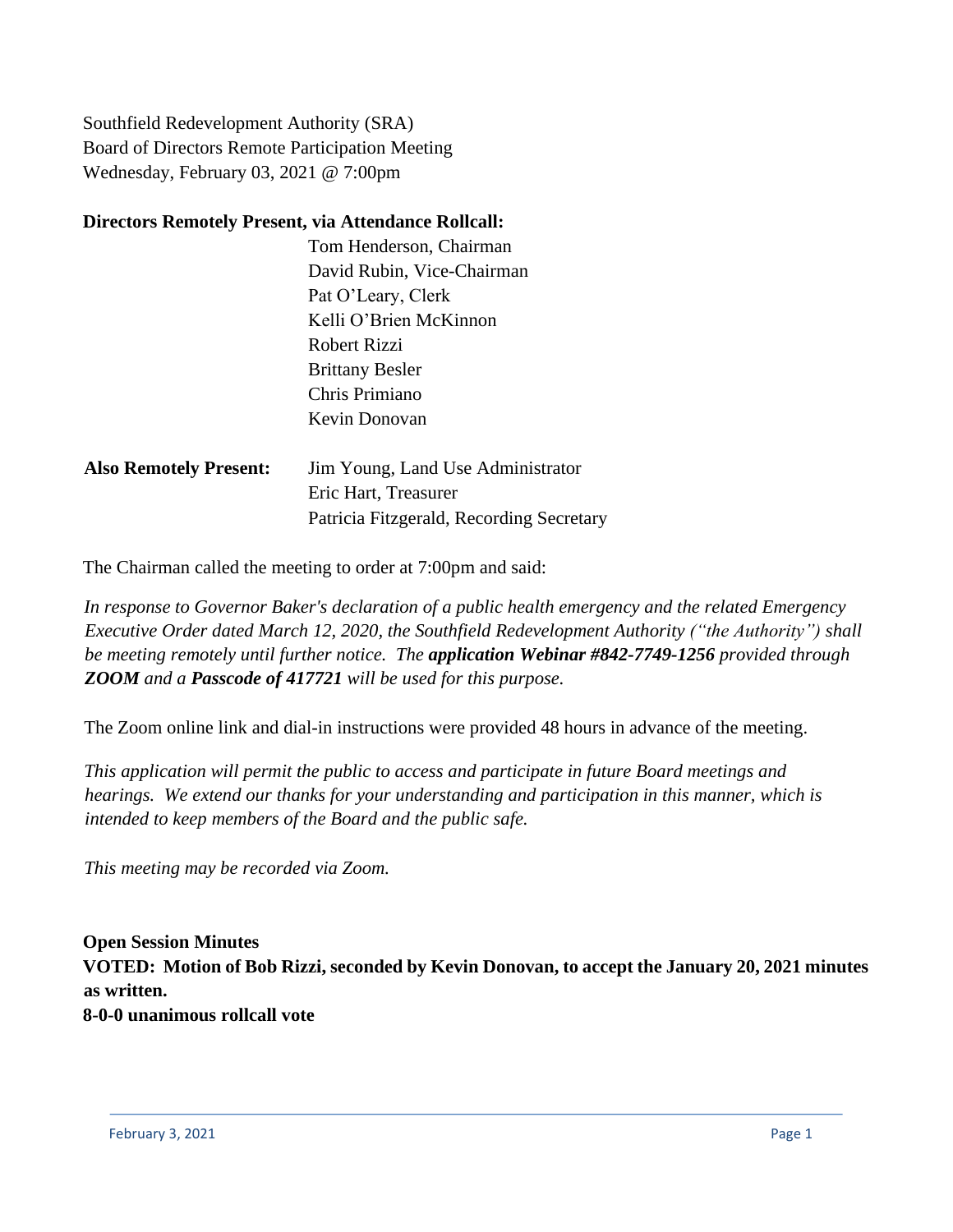Southfield Redevelopment Authority (SRA)
Board of Directors Remote Participation Meeting
Wednesday, February 03, 2021 @ 7:00pm

**Directors Remotely Present, via Attendance Rollcall:**

Tom Henderson, Chairman
David Rubin, Vice-Chairman
Pat O'Leary, Clerk
Kelli O'Brien McKinnon
Robert Rizzi
Brittany Besler
Chris Primiano
Kevin Donovan

**Also Remotely Present:** Jim Young, Land Use Administrator
Eric Hart, Treasurer
Patricia Fitzgerald, Recording Secretary

The Chairman called the meeting to order at 7:00pm and said:

*In response to Governor Baker's declaration of a public health emergency and the related Emergency Executive Order dated March 12, 2020, the Southfield Redevelopment Authority ("the Authority") shall be meeting remotely until further notice. The **application Webinar #842-7749-1256** provided through **ZOOM** and a **Passcode of 417721** will be used for this purpose.*

The Zoom online link and dial-in instructions were provided 48 hours in advance of the meeting.

*This application will permit the public to access and participate in future Board meetings and hearings. We extend our thanks for your understanding and participation in this manner, which is intended to keep members of the Board and the public safe.*

*This meeting may be recorded via Zoom.*

**Open Session Minutes**
**VOTED: Motion of Bob Rizzi, seconded by Kevin Donovan, to accept the January 20, 2021 minutes as written.**
**8-0-0 unanimous rollcall vote**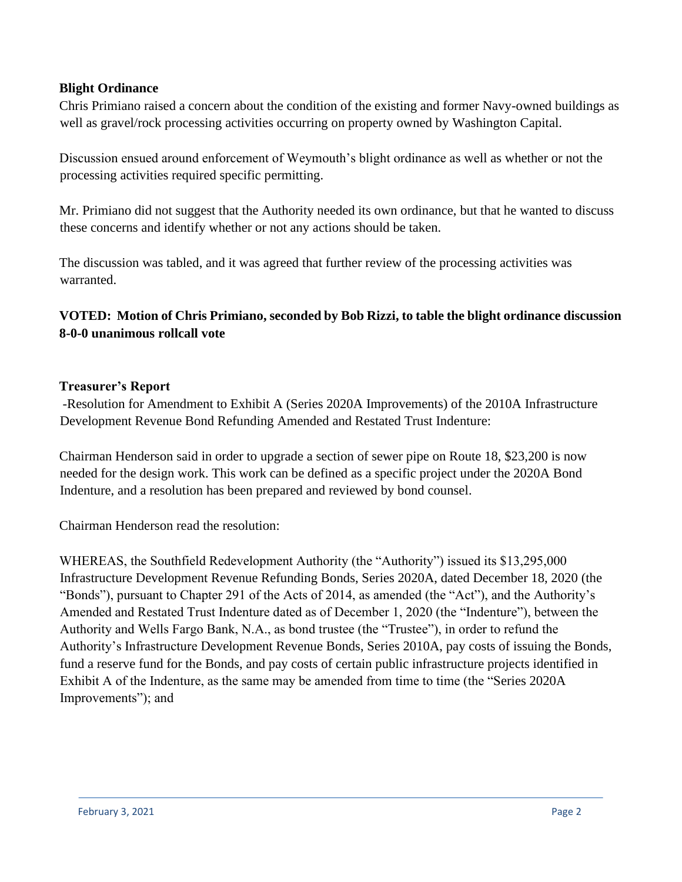**Blight Ordinance**

Chris Primiano raised a concern about the condition of the existing and former Navy-owned buildings as well as gravel/rock processing activities occurring on property owned by Washington Capital.

Discussion ensued around enforcement of Weymouth's blight ordinance as well as whether or not the processing activities required specific permitting.

Mr. Primiano did not suggest that the Authority needed its own ordinance, but that he wanted to discuss these concerns and identify whether or not any actions should be taken.

The discussion was tabled, and it was agreed that further review of the processing activities was warranted.

**VOTED: Motion of Chris Primiano, seconded by Bob Rizzi, to table the blight ordinance discussion 8-0-0 unanimous rollcall vote**

**Treasurer's Report**

-Resolution for Amendment to Exhibit A (Series 2020A Improvements) of the 2010A Infrastructure Development Revenue Bond Refunding Amended and Restated Trust Indenture:

Chairman Henderson said in order to upgrade a section of sewer pipe on Route 18, $23,200 is now needed for the design work. This work can be defined as a specific project under the 2020A Bond Indenture, and a resolution has been prepared and reviewed by bond counsel.

Chairman Henderson read the resolution:

WHEREAS, the Southfield Redevelopment Authority (the "Authority") issued its $13,295,000 Infrastructure Development Revenue Refunding Bonds, Series 2020A, dated December 18, 2020 (the "Bonds"), pursuant to Chapter 291 of the Acts of 2014, as amended (the "Act"), and the Authority's Amended and Restated Trust Indenture dated as of December 1, 2020 (the "Indenture"), between the Authority and Wells Fargo Bank, N.A., as bond trustee (the "Trustee"), in order to refund the Authority's Infrastructure Development Revenue Bonds, Series 2010A, pay costs of issuing the Bonds, fund a reserve fund for the Bonds, and pay costs of certain public infrastructure projects identified in Exhibit A of the Indenture, as the same may be amended from time to time (the "Series 2020A Improvements"); and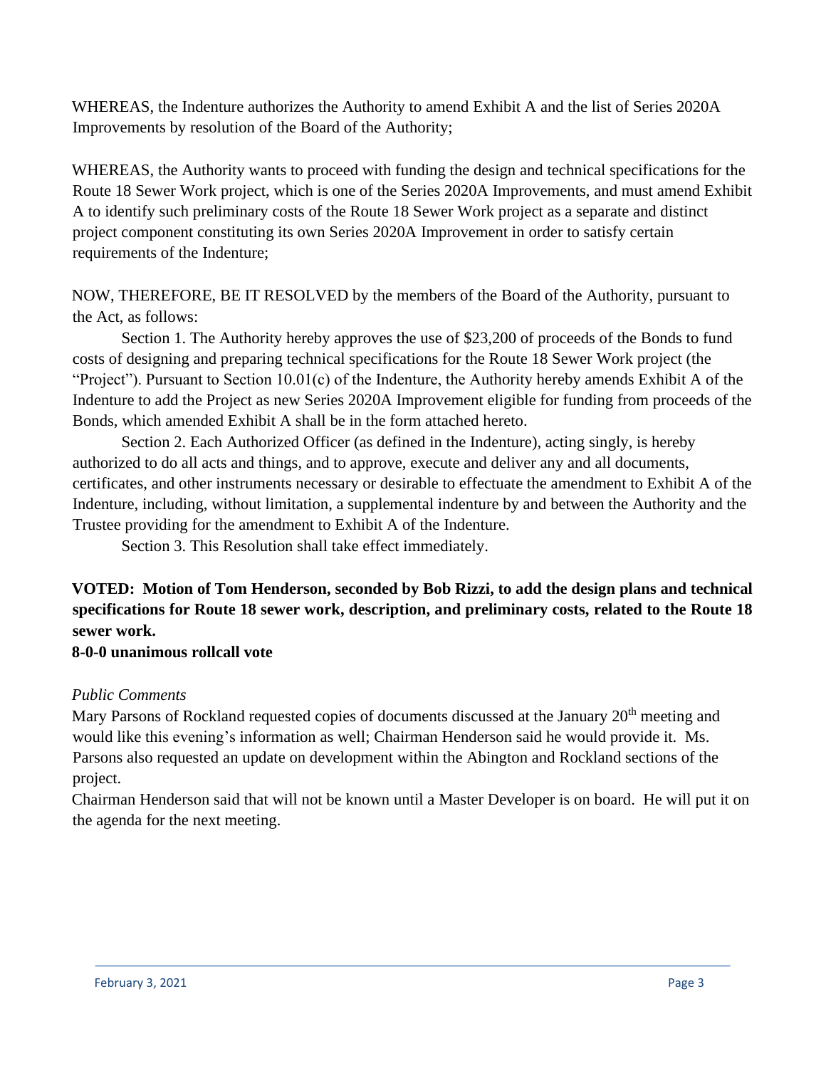WHEREAS, the Indenture authorizes the Authority to amend Exhibit A and the list of Series 2020A Improvements by resolution of the Board of the Authority;

WHEREAS, the Authority wants to proceed with funding the design and technical specifications for the Route 18 Sewer Work project, which is one of the Series 2020A Improvements, and must amend Exhibit A to identify such preliminary costs of the Route 18 Sewer Work project as a separate and distinct project component constituting its own Series 2020A Improvement in order to satisfy certain requirements of the Indenture;

NOW, THEREFORE, BE IT RESOLVED by the members of the Board of the Authority, pursuant to the Act, as follows:

Section 1. The Authority hereby approves the use of $23,200 of proceeds of the Bonds to fund costs of designing and preparing technical specifications for the Route 18 Sewer Work project (the "Project"). Pursuant to Section 10.01(c) of the Indenture, the Authority hereby amends Exhibit A of the Indenture to add the Project as new Series 2020A Improvement eligible for funding from proceeds of the Bonds, which amended Exhibit A shall be in the form attached hereto.

Section 2. Each Authorized Officer (as defined in the Indenture), acting singly, is hereby authorized to do all acts and things, and to approve, execute and deliver any and all documents, certificates, and other instruments necessary or desirable to effectuate the amendment to Exhibit A of the Indenture, including, without limitation, a supplemental indenture by and between the Authority and the Trustee providing for the amendment to Exhibit A of the Indenture.

Section 3. This Resolution shall take effect immediately.

**VOTED: Motion of Tom Henderson, seconded by Bob Rizzi, to add the design plans and technical specifications for Route 18 sewer work, description, and preliminary costs, related to the Route 18 sewer work.**
**8-0-0 unanimous rollcall vote**

*Public Comments*

Mary Parsons of Rockland requested copies of documents discussed at the January 20th meeting and would like this evening's information as well; Chairman Henderson said he would provide it. Ms. Parsons also requested an update on development within the Abington and Rockland sections of the project.

Chairman Henderson said that will not be known until a Master Developer is on board. He will put it on the agenda for the next meeting.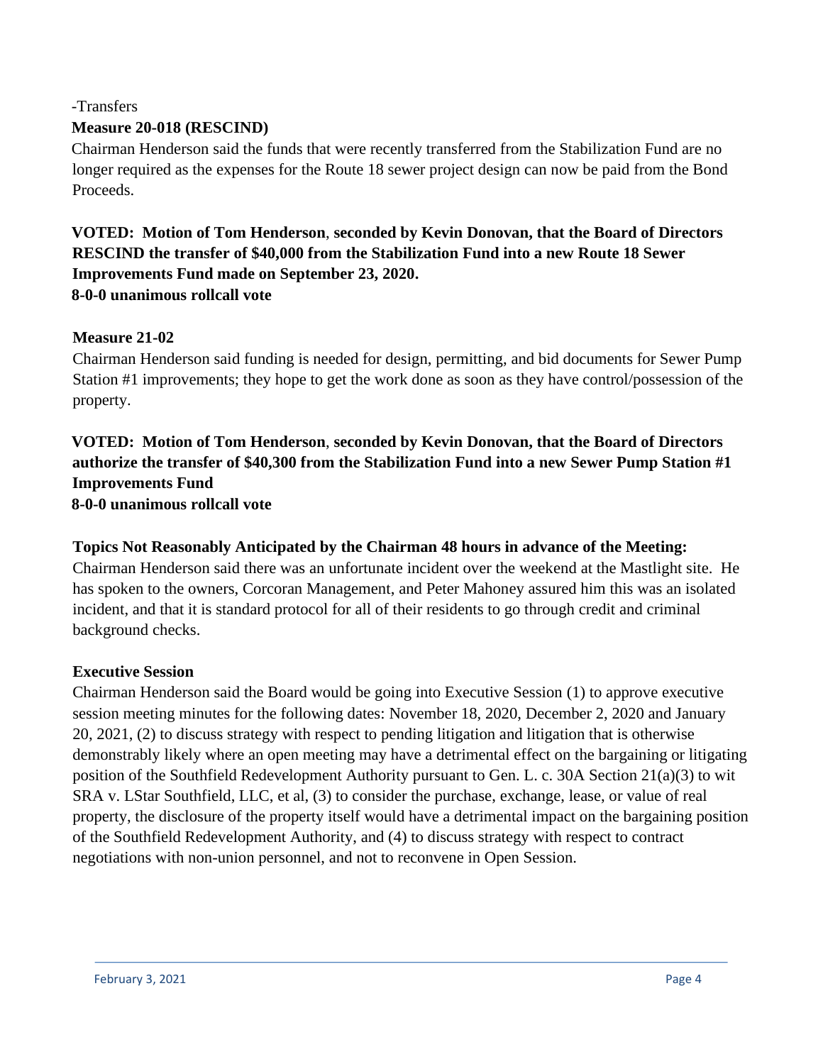-Transfers

**Measure 20-018 (RESCIND)**

Chairman Henderson said the funds that were recently transferred from the Stabilization Fund are no longer required as the expenses for the Route 18 sewer project design can now be paid from the Bond Proceeds.

**VOTED: Motion of Tom Henderson, seconded by Kevin Donovan, that the Board of Directors RESCIND the transfer of $40,000 from the Stabilization Fund into a new Route 18 Sewer Improvements Fund made on September 23, 2020.**
**8-0-0 unanimous rollcall vote**

**Measure 21-02**

Chairman Henderson said funding is needed for design, permitting, and bid documents for Sewer Pump Station #1 improvements; they hope to get the work done as soon as they have control/possession of the property.

**VOTED: Motion of Tom Henderson, seconded by Kevin Donovan, that the Board of Directors authorize the transfer of $40,300 from the Stabilization Fund into a new Sewer Pump Station #1 Improvements Fund**
**8-0-0 unanimous rollcall vote**

**Topics Not Reasonably Anticipated by the Chairman 48 hours in advance of the Meeting:**

Chairman Henderson said there was an unfortunate incident over the weekend at the Mastlight site. He has spoken to the owners, Corcoran Management, and Peter Mahoney assured him this was an isolated incident, and that it is standard protocol for all of their residents to go through credit and criminal background checks.

**Executive Session**

Chairman Henderson said the Board would be going into Executive Session (1) to approve executive session meeting minutes for the following dates: November 18, 2020, December 2, 2020 and January 20, 2021, (2) to discuss strategy with respect to pending litigation and litigation that is otherwise demonstrably likely where an open meeting may have a detrimental effect on the bargaining or litigating position of the Southfield Redevelopment Authority pursuant to Gen. L. c. 30A Section 21(a)(3) to wit SRA v. LStar Southfield, LLC, et al, (3) to consider the purchase, exchange, lease, or value of real property, the disclosure of the property itself would have a detrimental impact on the bargaining position of the Southfield Redevelopment Authority, and (4) to discuss strategy with respect to contract negotiations with non-union personnel, and not to reconvene in Open Session.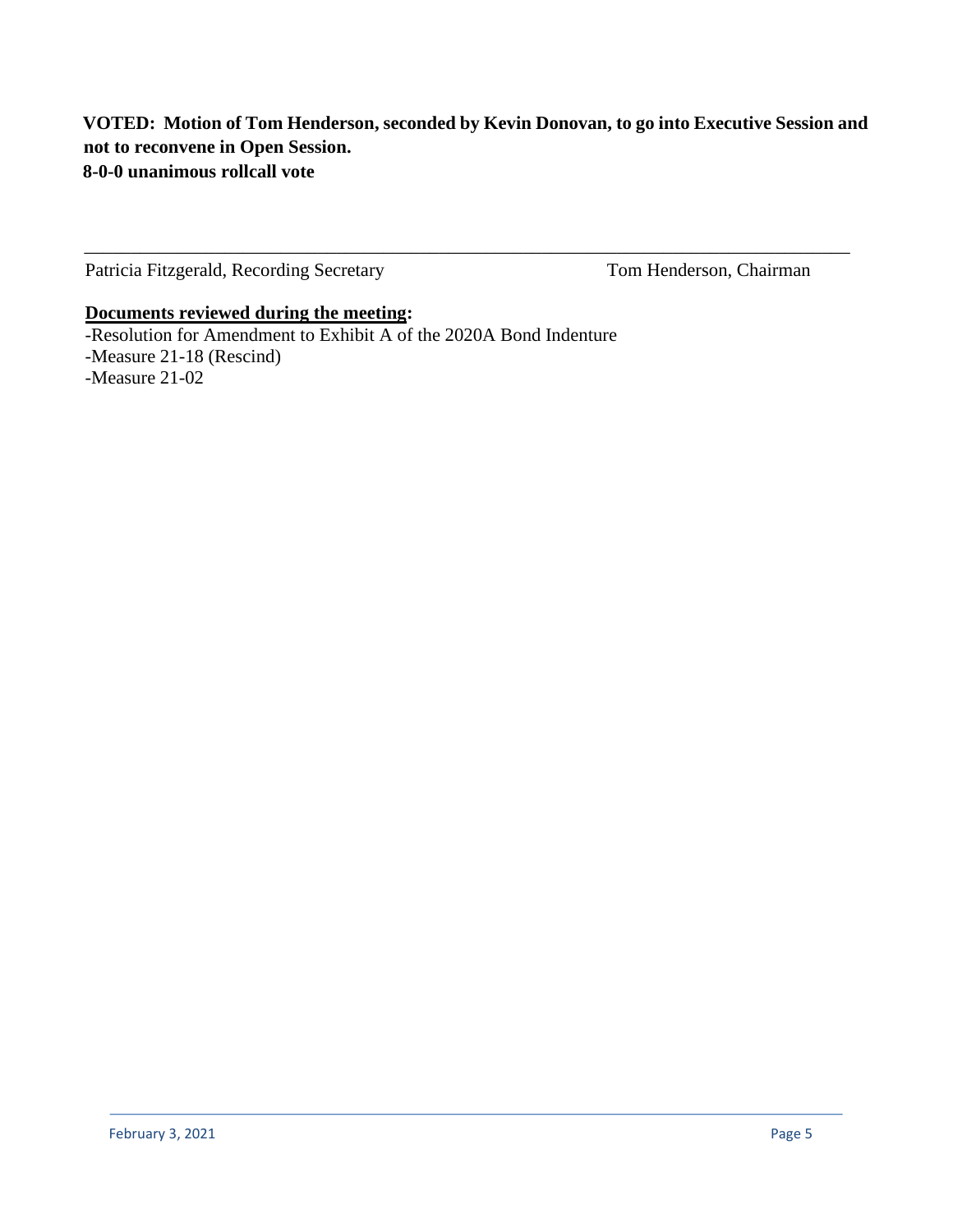**VOTED: Motion of Tom Henderson, seconded by Kevin Donovan, to go into Executive Session and not to reconvene in Open Session.**
**8-0-0 unanimous rollcall vote**

Patricia Fitzgerald, Recording Secretary Tom Henderson, Chairman

**Documents reviewed during the meeting:**

-Resolution for Amendment to Exhibit A of the 2020A Bond Indenture
-Measure 21-18 (Rescind)
-Measure 21-02